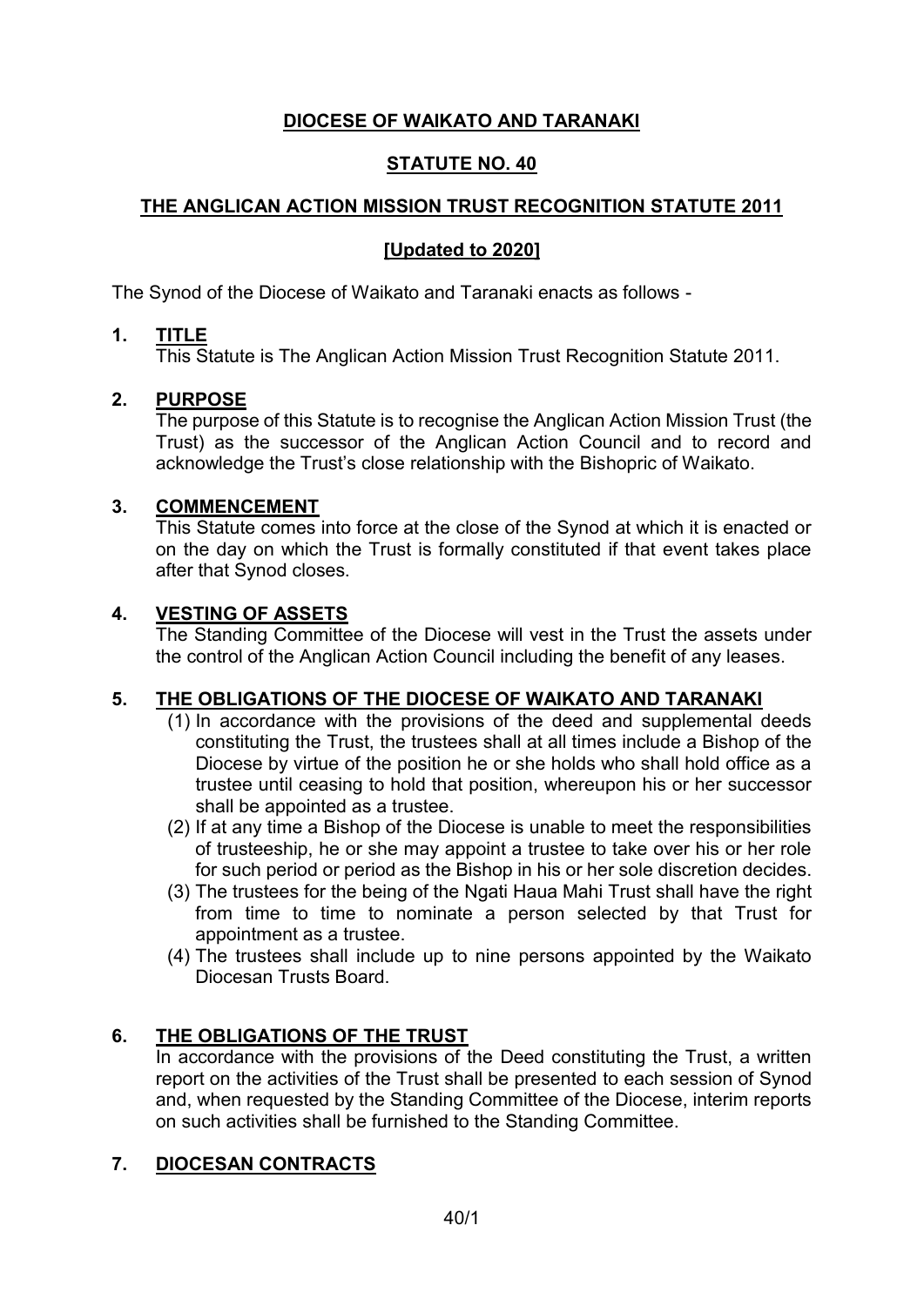# DIOCESE OF WAIKATO AND TARANAKI

## STATUTE NO. 40

## THE ANGLICAN ACTION MISSION TRUST RECOGNITION STATUTE 2011

### [Updated to 2020]

The Synod of the Diocese of Waikato and Taranaki enacts as follows -

### 1. TITLE

This Statute is The Anglican Action Mission Trust Recognition Statute 2011.

### 2. PURPOSE

The purpose of this Statute is to recognise the Anglican Action Mission Trust (the Trust) as the successor of the Anglican Action Council and to record and acknowledge the Trust's close relationship with the Bishopric of Waikato.

### 3. COMMENCEMENT

This Statute comes into force at the close of the Synod at which it is enacted or on the day on which the Trust is formally constituted if that event takes place after that Synod closes.

### 4. VESTING OF ASSETS

The Standing Committee of the Diocese will vest in the Trust the assets under the control of the Anglican Action Council including the benefit of any leases.

### 5. THE OBLIGATIONS OF THE DIOCESE OF WAIKATO AND TARANAKI

(1) In accordance with the provisions of the deed and supplemental deeds constituting the Trust, the trustees shall at all times include a Bishop of the Diocese by virtue of the position he or she holds who shall hold office as a trustee until ceasing to hold that position, whereupon his or her successor shall be appointed as a trustee.

(2) If at any time a Bishop of the Diocese is unable to meet the responsibilities of trusteeship, he or she may appoint a trustee to take over his or her role for such period or period as the Bishop in his or her sole discretion decides.

(3) The trustees for the being of the Ngati Haua Mahi Trust shall have the right from time to time to nominate a person selected by that Trust for appointment as a trustee.

(4) The trustees shall include up to nine persons appointed by the Waikato Diocesan Trusts Board.

### 6. THE OBLIGATIONS OF THE TRUST

In accordance with the provisions of the Deed constituting the Trust, a written report on the activities of the Trust shall be presented to each session of Synod and, when requested by the Standing Committee of the Diocese, interim reports on such activities shall be furnished to the Standing Committee.

### 7. DIOCESAN CONTRACTS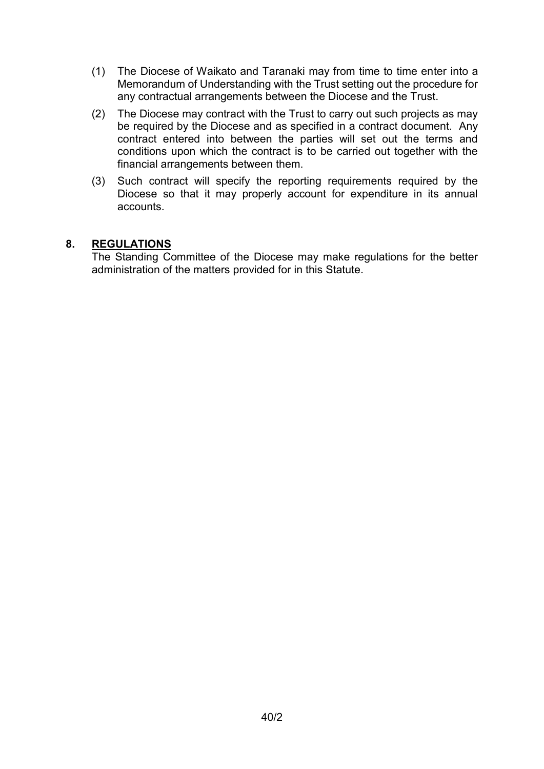(1) The Diocese of Waikato and Taranaki may from time to time enter into a Memorandum of Understanding with the Trust setting out the procedure for any contractual arrangements between the Diocese and the Trust.

(2) The Diocese may contract with the Trust to carry out such projects as may be required by the Diocese and as specified in a contract document. Any contract entered into between the parties will set out the terms and conditions upon which the contract is to be carried out together with the financial arrangements between them.

(3) Such contract will specify the reporting requirements required by the Diocese so that it may properly account for expenditure in its annual accounts.

## 8. REGULATIONS

The Standing Committee of the Diocese may make regulations for the better administration of the matters provided for in this Statute.